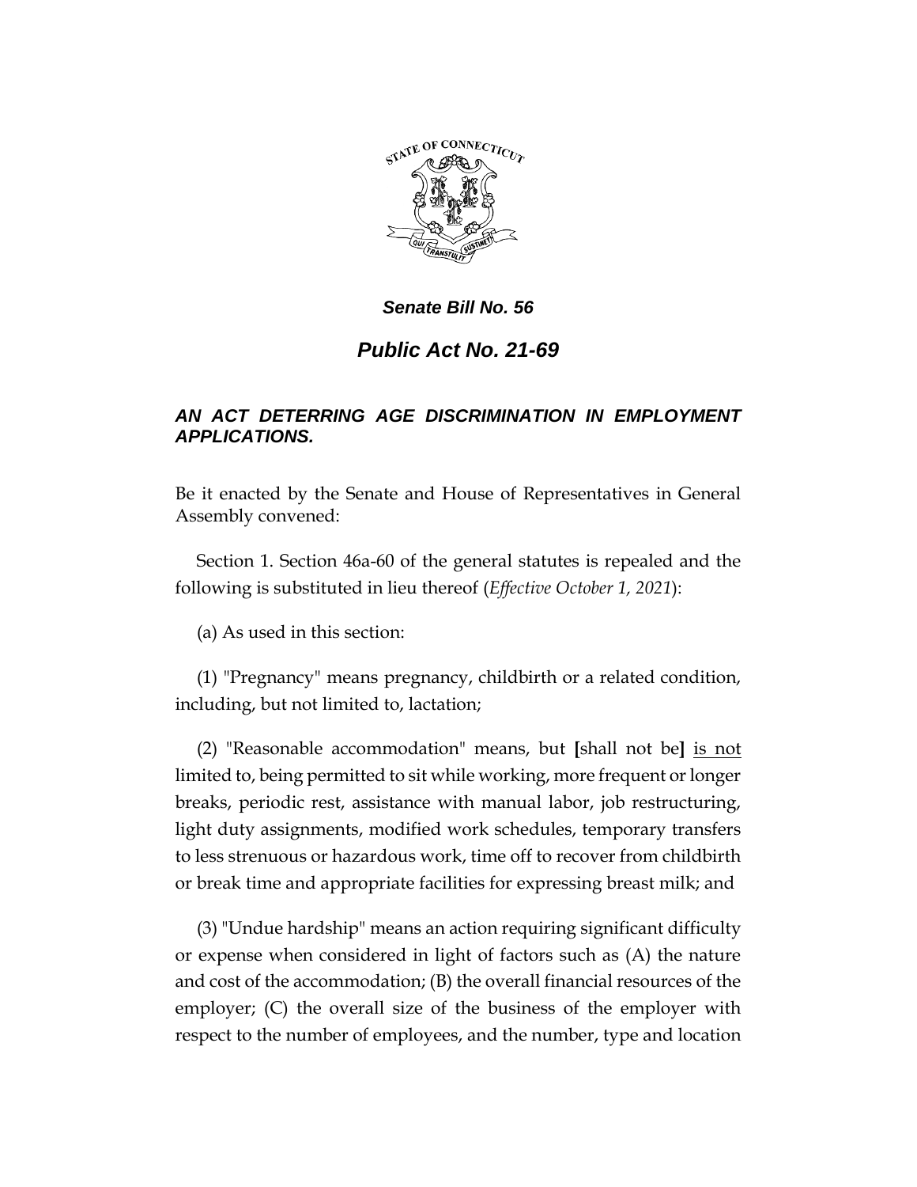***Senate Bill No. 56***

# ***Public Act No. 21-69***

## ***AN ACT DETERRING AGE DISCRIMINATION IN EMPLOYMENT APPLICATIONS.***

Be it enacted by the Senate and House of Representatives in General Assembly convened:

Section 1. Section 46a-60 of the general statutes is repealed and the following is substituted in lieu thereof (*Effective October 1, 2021*):

(a) As used in this section:

(1) "Pregnancy" means pregnancy, childbirth or a related condition, including, but not limited to, lactation;

(2) "Reasonable accommodation" means, but **[**shall not be**]** <u>is not</u> limited to, being permitted to sit while working, more frequent or longer breaks, periodic rest, assistance with manual labor, job restructuring, light duty assignments, modified work schedules, temporary transfers to less strenuous or hazardous work, time off to recover from childbirth or break time and appropriate facilities for expressing breast milk; and

(3) "Undue hardship" means an action requiring significant difficulty or expense when considered in light of factors such as (A) the nature and cost of the accommodation; (B) the overall financial resources of the employer; (C) the overall size of the business of the employer with respect to the number of employees, and the number, type and location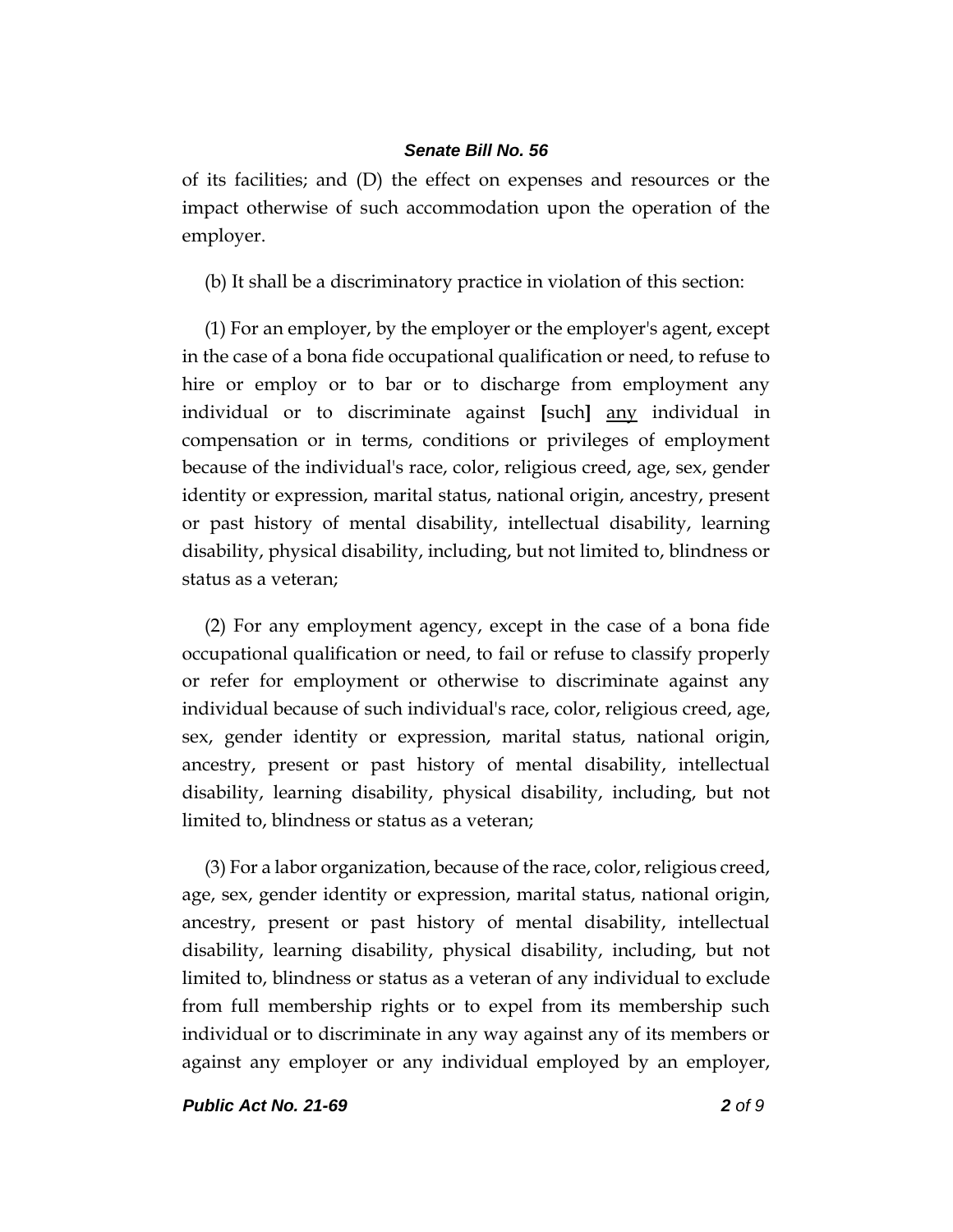of its facilities; and (D) the effect on expenses and resources or the impact otherwise of such accommodation upon the operation of the employer.

(b) It shall be a discriminatory practice in violation of this section:

(1) For an employer, by the employer or the employer's agent, except in the case of a bona fide occupational qualification or need, to refuse to hire or employ or to bar or to discharge from employment any individual or to discriminate against **[**such**]** <u>any</u> individual in compensation or in terms, conditions or privileges of employment because of the individual's race, color, religious creed, age, sex, gender identity or expression, marital status, national origin, ancestry, present or past history of mental disability, intellectual disability, learning disability, physical disability, including, but not limited to, blindness or status as a veteran;

(2) For any employment agency, except in the case of a bona fide occupational qualification or need, to fail or refuse to classify properly or refer for employment or otherwise to discriminate against any individual because of such individual's race, color, religious creed, age, sex, gender identity or expression, marital status, national origin, ancestry, present or past history of mental disability, intellectual disability, learning disability, physical disability, including, but not limited to, blindness or status as a veteran;

(3) For a labor organization, because of the race, color, religious creed, age, sex, gender identity or expression, marital status, national origin, ancestry, present or past history of mental disability, intellectual disability, learning disability, physical disability, including, but not limited to, blindness or status as a veteran of any individual to exclude from full membership rights or to expel from its membership such individual or to discriminate in any way against any of its members or against any employer or any individual employed by an employer,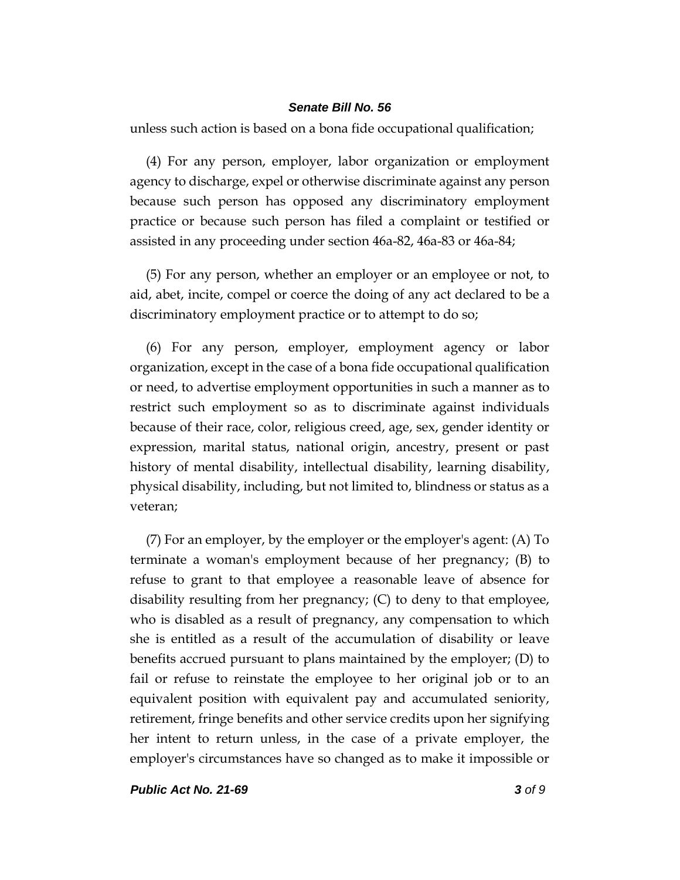unless such action is based on a bona fide occupational qualification;

(4) For any person, employer, labor organization or employment agency to discharge, expel or otherwise discriminate against any person because such person has opposed any discriminatory employment practice or because such person has filed a complaint or testified or assisted in any proceeding under section 46a-82, 46a-83 or 46a-84;

(5) For any person, whether an employer or an employee or not, to aid, abet, incite, compel or coerce the doing of any act declared to be a discriminatory employment practice or to attempt to do so;

(6) For any person, employer, employment agency or labor organization, except in the case of a bona fide occupational qualification or need, to advertise employment opportunities in such a manner as to restrict such employment so as to discriminate against individuals because of their race, color, religious creed, age, sex, gender identity or expression, marital status, national origin, ancestry, present or past history of mental disability, intellectual disability, learning disability, physical disability, including, but not limited to, blindness or status as a veteran;

(7) For an employer, by the employer or the employer's agent: (A) To terminate a woman's employment because of her pregnancy; (B) to refuse to grant to that employee a reasonable leave of absence for disability resulting from her pregnancy; (C) to deny to that employee, who is disabled as a result of pregnancy, any compensation to which she is entitled as a result of the accumulation of disability or leave benefits accrued pursuant to plans maintained by the employer; (D) to fail or refuse to reinstate the employee to her original job or to an equivalent position with equivalent pay and accumulated seniority, retirement, fringe benefits and other service credits upon her signifying her intent to return unless, in the case of a private employer, the employer's circumstances have so changed as to make it impossible or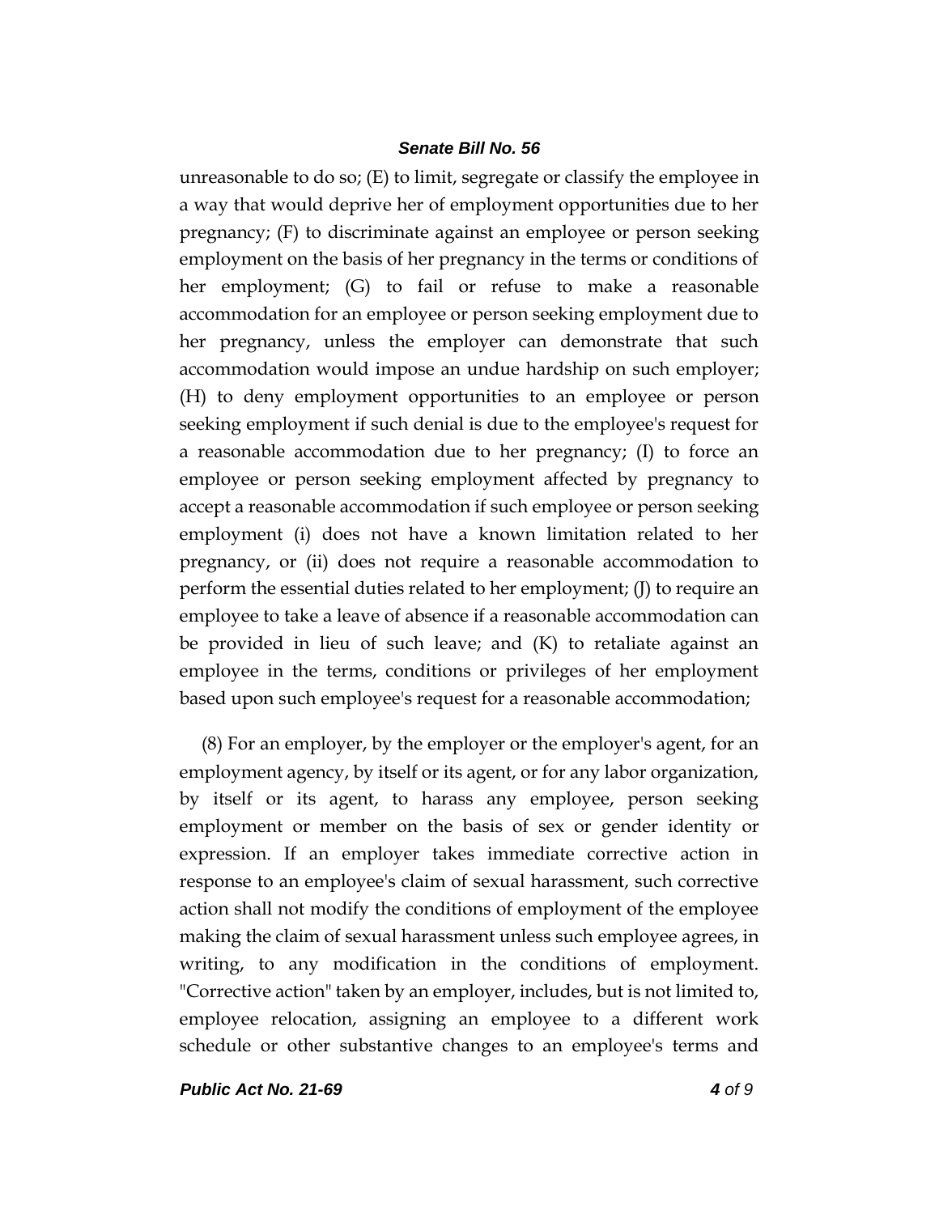unreasonable to do so; (E) to limit, segregate or classify the employee in a way that would deprive her of employment opportunities due to her pregnancy; (F) to discriminate against an employee or person seeking employment on the basis of her pregnancy in the terms or conditions of her employment; (G) to fail or refuse to make a reasonable accommodation for an employee or person seeking employment due to her pregnancy, unless the employer can demonstrate that such accommodation would impose an undue hardship on such employer; (H) to deny employment opportunities to an employee or person seeking employment if such denial is due to the employee's request for a reasonable accommodation due to her pregnancy; (I) to force an employee or person seeking employment affected by pregnancy to accept a reasonable accommodation if such employee or person seeking employment (i) does not have a known limitation related to her pregnancy, or (ii) does not require a reasonable accommodation to perform the essential duties related to her employment; (J) to require an employee to take a leave of absence if a reasonable accommodation can be provided in lieu of such leave; and (K) to retaliate against an employee in the terms, conditions or privileges of her employment based upon such employee's request for a reasonable accommodation;

(8) For an employer, by the employer or the employer's agent, for an employment agency, by itself or its agent, or for any labor organization, by itself or its agent, to harass any employee, person seeking employment or member on the basis of sex or gender identity or expression. If an employer takes immediate corrective action in response to an employee's claim of sexual harassment, such corrective action shall not modify the conditions of employment of the employee making the claim of sexual harassment unless such employee agrees, in writing, to any modification in the conditions of employment. "Corrective action" taken by an employer, includes, but is not limited to, employee relocation, assigning an employee to a different work schedule or other substantive changes to an employee's terms and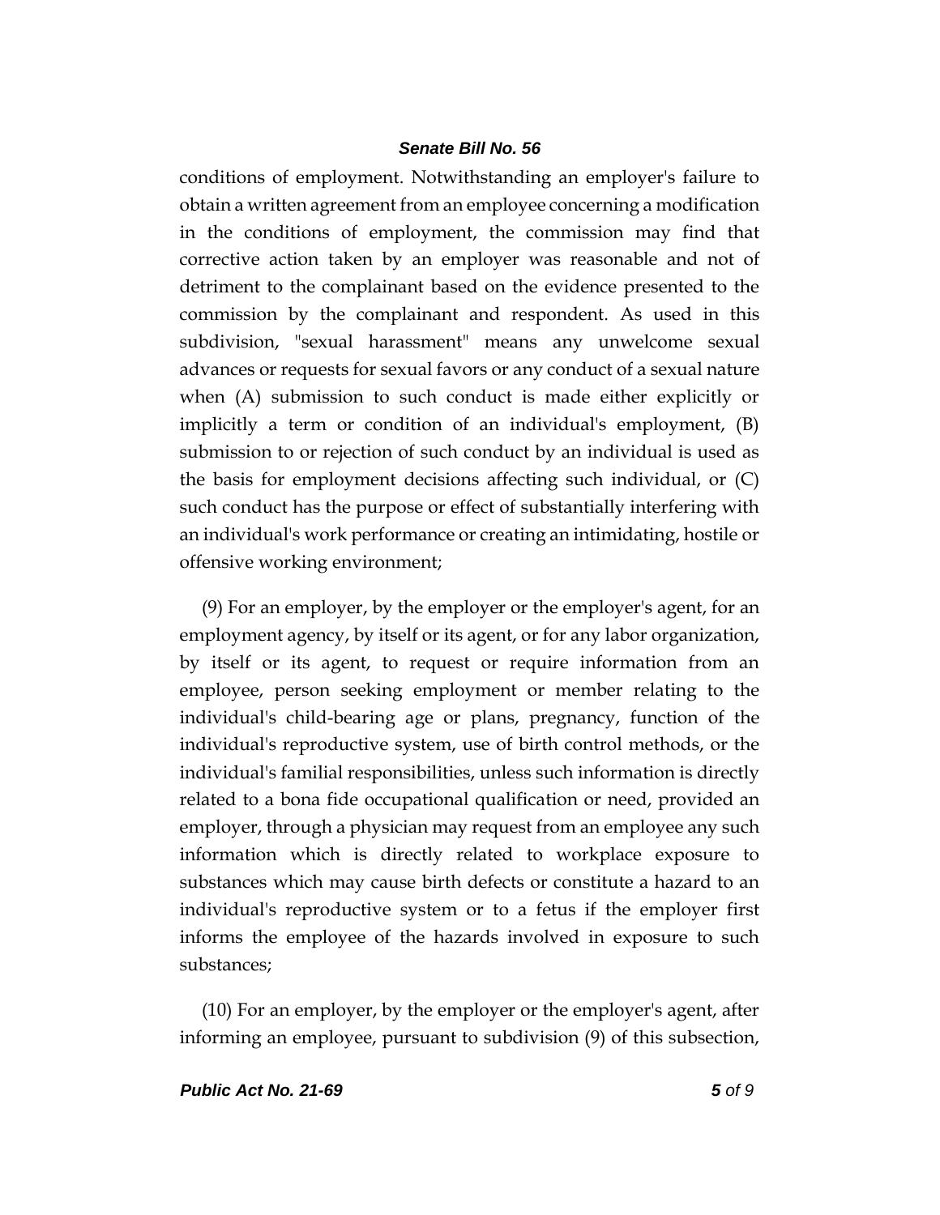conditions of employment. Notwithstanding an employer's failure to obtain a written agreement from an employee concerning a modification in the conditions of employment, the commission may find that corrective action taken by an employer was reasonable and not of detriment to the complainant based on the evidence presented to the commission by the complainant and respondent. As used in this subdivision, "sexual harassment" means any unwelcome sexual advances or requests for sexual favors or any conduct of a sexual nature when (A) submission to such conduct is made either explicitly or implicitly a term or condition of an individual's employment, (B) submission to or rejection of such conduct by an individual is used as the basis for employment decisions affecting such individual, or (C) such conduct has the purpose or effect of substantially interfering with an individual's work performance or creating an intimidating, hostile or offensive working environment;

(9) For an employer, by the employer or the employer's agent, for an employment agency, by itself or its agent, or for any labor organization, by itself or its agent, to request or require information from an employee, person seeking employment or member relating to the individual's child-bearing age or plans, pregnancy, function of the individual's reproductive system, use of birth control methods, or the individual's familial responsibilities, unless such information is directly related to a bona fide occupational qualification or need, provided an employer, through a physician may request from an employee any such information which is directly related to workplace exposure to substances which may cause birth defects or constitute a hazard to an individual's reproductive system or to a fetus if the employer first informs the employee of the hazards involved in exposure to such substances;

(10) For an employer, by the employer or the employer's agent, after informing an employee, pursuant to subdivision (9) of this subsection,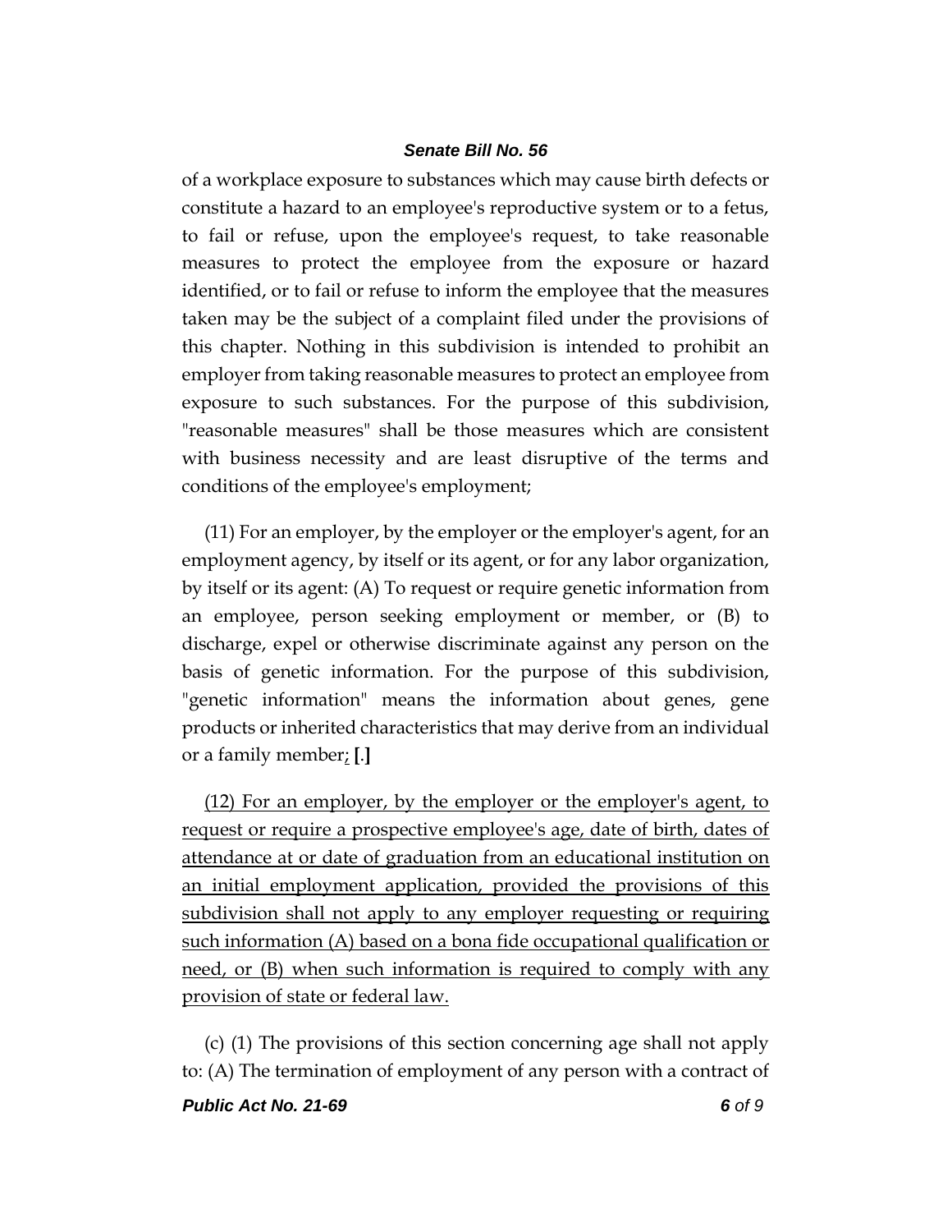of a workplace exposure to substances which may cause birth defects or constitute a hazard to an employee's reproductive system or to a fetus, to fail or refuse, upon the employee's request, to take reasonable measures to protect the employee from the exposure or hazard identified, or to fail or refuse to inform the employee that the measures taken may be the subject of a complaint filed under the provisions of this chapter. Nothing in this subdivision is intended to prohibit an employer from taking reasonable measures to protect an employee from exposure to such substances. For the purpose of this subdivision, "reasonable measures" shall be those measures which are consistent with business necessity and are least disruptive of the terms and conditions of the employee's employment;

(11) For an employer, by the employer or the employer's agent, for an employment agency, by itself or its agent, or for any labor organization, by itself or its agent: (A) To request or require genetic information from an employee, person seeking employment or member, or (B) to discharge, expel or otherwise discriminate against any person on the basis of genetic information. For the purpose of this subdivision, "genetic information" means the information about genes, gene products or inherited characteristics that may derive from an individual or a family member<u>;</u> **[**.**]**

<u>(12) For an employer, by the employer or the employer's agent, to request or require a prospective employee's age, date of birth, dates of attendance at or date of graduation from an educational institution on an initial employment application, provided the provisions of this subdivision shall not apply to any employer requesting or requiring such information (A) based on a bona fide occupational qualification or need, or (B) when such information is required to comply with any provision of state or federal law.</u>

(c) (1) The provisions of this section concerning age shall not apply to: (A) The termination of employment of any person with a contract of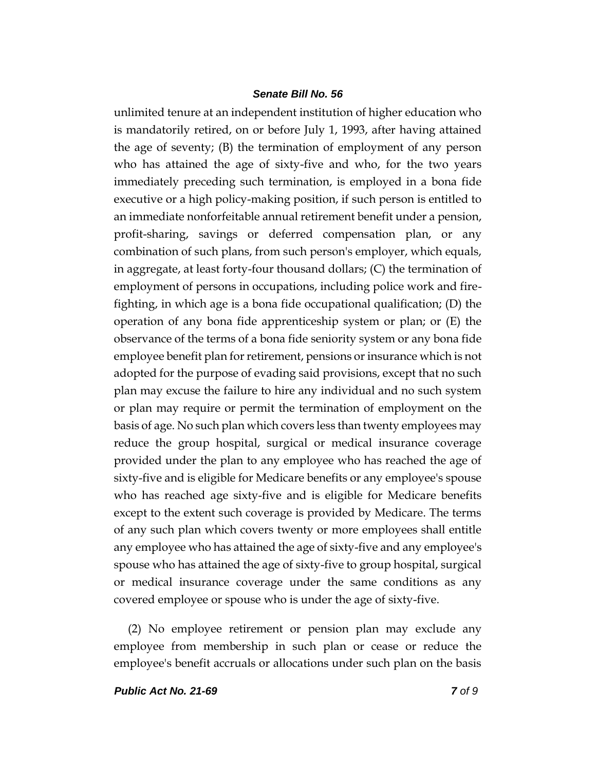unlimited tenure at an independent institution of higher education who is mandatorily retired, on or before July 1, 1993, after having attained the age of seventy; (B) the termination of employment of any person who has attained the age of sixty-five and who, for the two years immediately preceding such termination, is employed in a bona fide executive or a high policy-making position, if such person is entitled to an immediate nonforfeitable annual retirement benefit under a pension, profit-sharing, savings or deferred compensation plan, or any combination of such plans, from such person's employer, which equals, in aggregate, at least forty-four thousand dollars; (C) the termination of employment of persons in occupations, including police work and fire-fighting, in which age is a bona fide occupational qualification; (D) the operation of any bona fide apprenticeship system or plan; or (E) the observance of the terms of a bona fide seniority system or any bona fide employee benefit plan for retirement, pensions or insurance which is not adopted for the purpose of evading said provisions, except that no such plan may excuse the failure to hire any individual and no such system or plan may require or permit the termination of employment on the basis of age. No such plan which covers less than twenty employees may reduce the group hospital, surgical or medical insurance coverage provided under the plan to any employee who has reached the age of sixty-five and is eligible for Medicare benefits or any employee's spouse who has reached age sixty-five and is eligible for Medicare benefits except to the extent such coverage is provided by Medicare. The terms of any such plan which covers twenty or more employees shall entitle any employee who has attained the age of sixty-five and any employee's spouse who has attained the age of sixty-five to group hospital, surgical or medical insurance coverage under the same conditions as any covered employee or spouse who is under the age of sixty-five.

(2) No employee retirement or pension plan may exclude any employee from membership in such plan or cease or reduce the employee's benefit accruals or allocations under such plan on the basis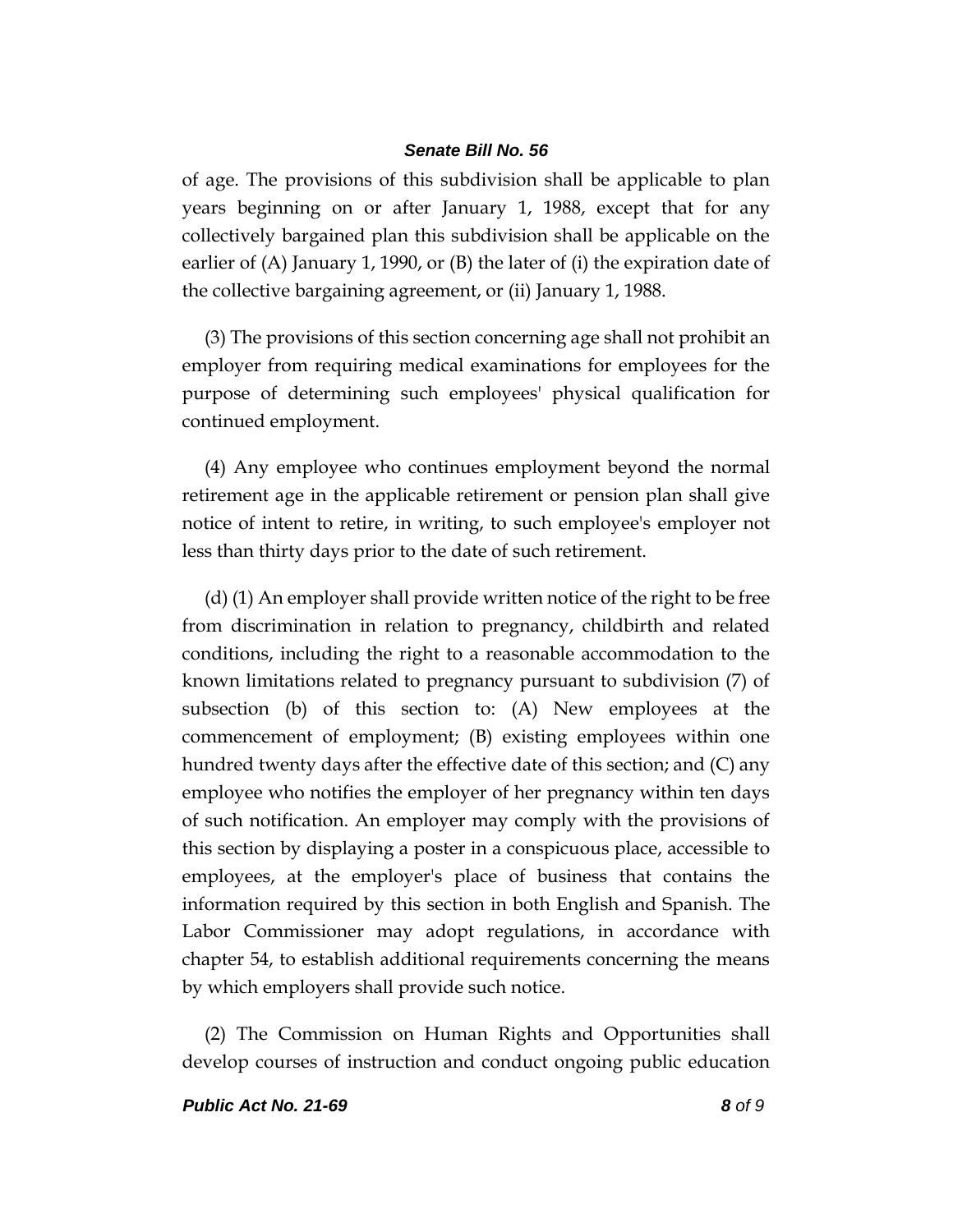of age. The provisions of this subdivision shall be applicable to plan years beginning on or after January 1, 1988, except that for any collectively bargained plan this subdivision shall be applicable on the earlier of (A) January 1, 1990, or (B) the later of (i) the expiration date of the collective bargaining agreement, or (ii) January 1, 1988.

(3) The provisions of this section concerning age shall not prohibit an employer from requiring medical examinations for employees for the purpose of determining such employees' physical qualification for continued employment.

(4) Any employee who continues employment beyond the normal retirement age in the applicable retirement or pension plan shall give notice of intent to retire, in writing, to such employee's employer not less than thirty days prior to the date of such retirement.

(d) (1) An employer shall provide written notice of the right to be free from discrimination in relation to pregnancy, childbirth and related conditions, including the right to a reasonable accommodation to the known limitations related to pregnancy pursuant to subdivision (7) of subsection (b) of this section to: (A) New employees at the commencement of employment; (B) existing employees within one hundred twenty days after the effective date of this section; and (C) any employee who notifies the employer of her pregnancy within ten days of such notification. An employer may comply with the provisions of this section by displaying a poster in a conspicuous place, accessible to employees, at the employer's place of business that contains the information required by this section in both English and Spanish. The Labor Commissioner may adopt regulations, in accordance with chapter 54, to establish additional requirements concerning the means by which employers shall provide such notice.

(2) The Commission on Human Rights and Opportunities shall develop courses of instruction and conduct ongoing public education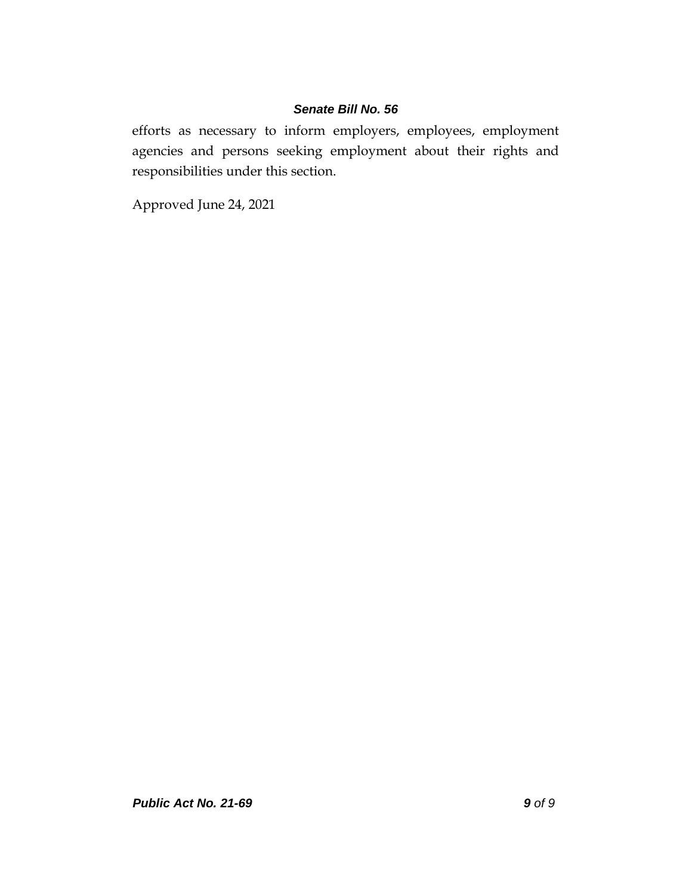efforts as necessary to inform employers, employees, employment agencies and persons seeking employment about their rights and responsibilities under this section.

Approved June 24, 2021